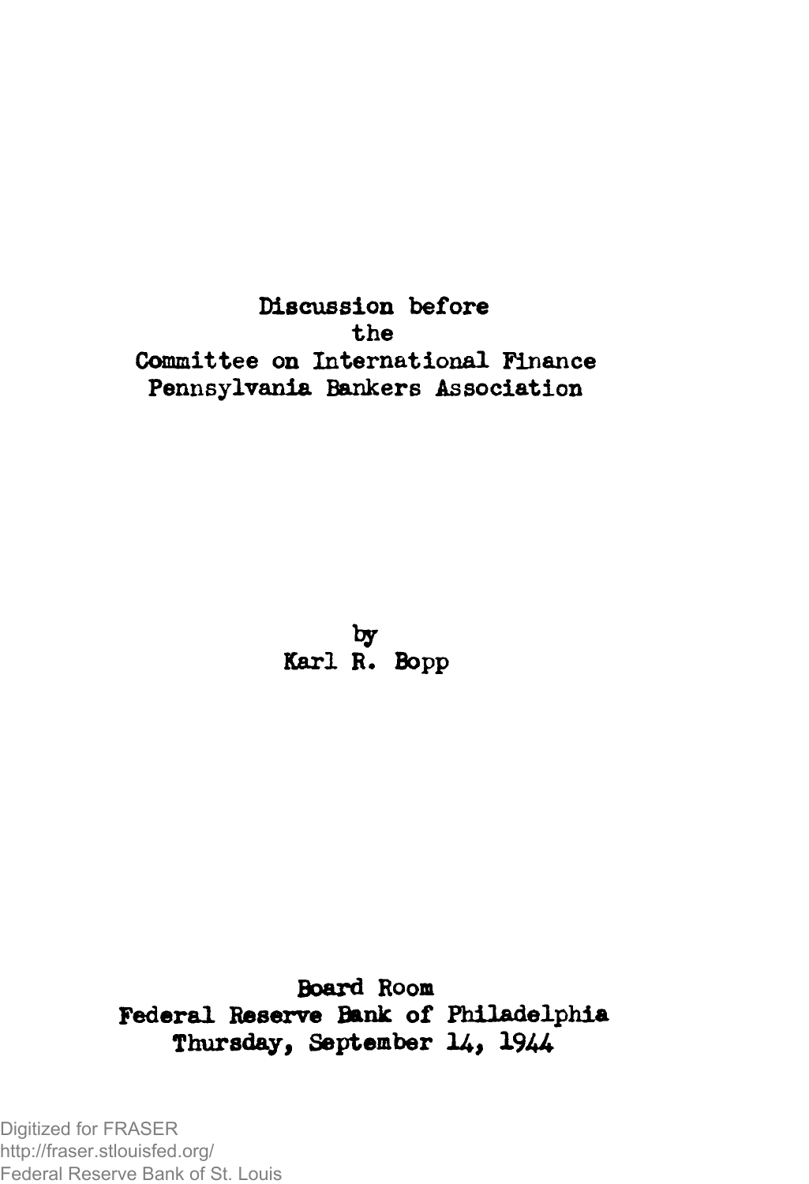# Discussion before the Committee on International Finance Pennsylvania Bankers Association

by
Karl R. Bopp

Board Room
Federal Reserve Bank of Philadelphia
Thursday, September 14, 1944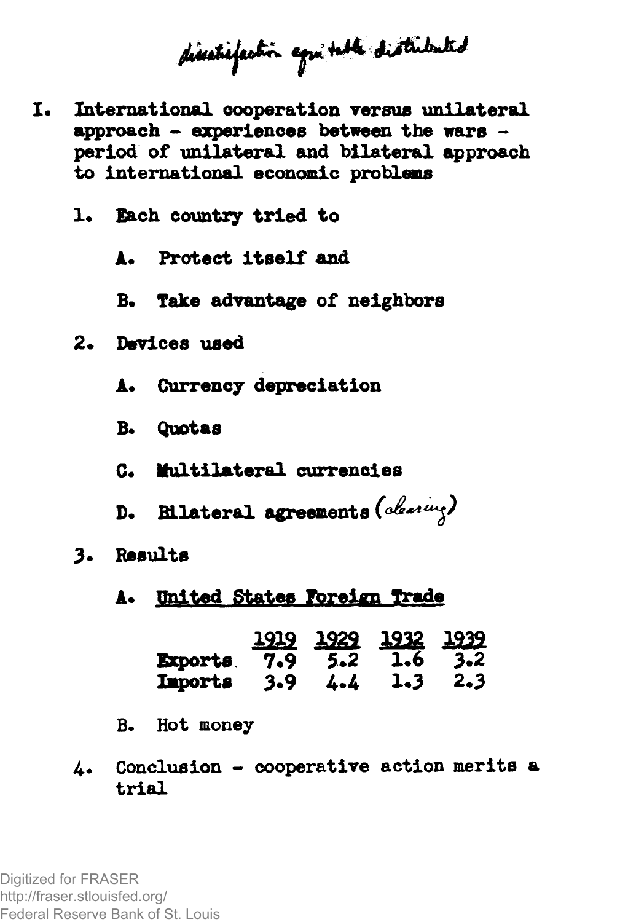*dissatisfaction equitable distributed*

I. International cooperation versus unilateral approach - experiences between the wars - period of unilateral and bilateral approach to international economic problems

1. Each country tried to

   A. Protect itself and

   B. Take advantage of neighbors

2. Devices used

   A. Currency depreciation

   B. Quotas

   C. Multilateral currencies

   D. Bilateral agreements *(clearing)*

3. Results

   A. United States Foreign Trade

| | 1919 | 1929 | 1932 | 1939 |
|---|---|---|---|---|
| Exports | 7.9 | 5.2 | 1.6 | 3.2 |
| Imports | 3.9 | 4.4 | 1.3 | 2.3 |

   B. Hot money

4. Conclusion - cooperative action merits a trial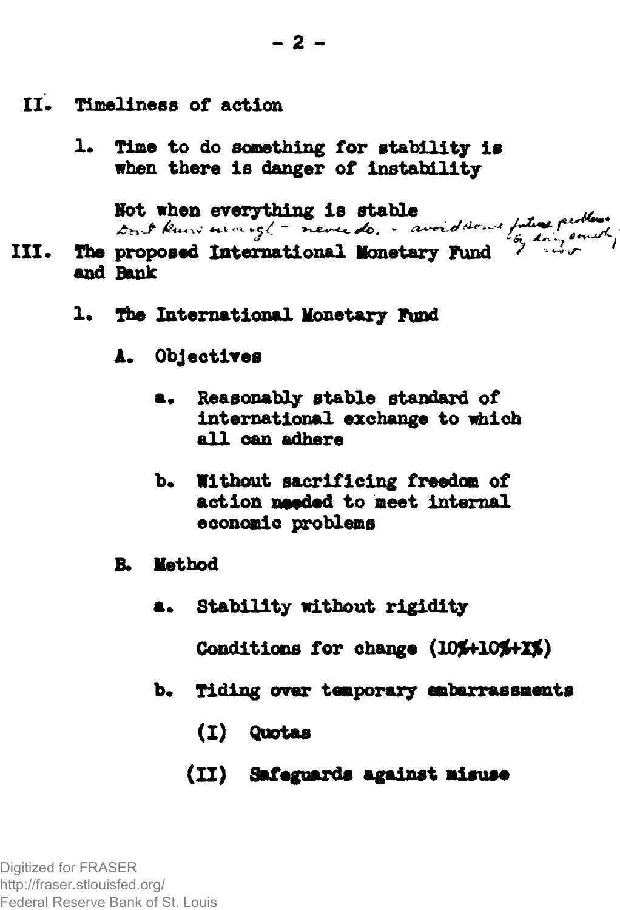II. Timeliness of action

1. Time to do something for stability is when there is danger of instability

   Not when everything is stable

   *Don't know enough - never do. - avoid some future problems by doing something now*

III. The proposed International Monetary Fund and Bank

1. The International Monetary Fund

   A. Objectives

      a. Reasonably stable standard of international exchange to which all can adhere

      b. Without sacrificing freedom of action needed to meet internal economic problems

   B. Method

      a. Stability without rigidity

         Conditions for change (10%+10%+X%)

      b. Tiding over temporary embarrassments

         (I) Quotas

         (II) Safeguards against misuse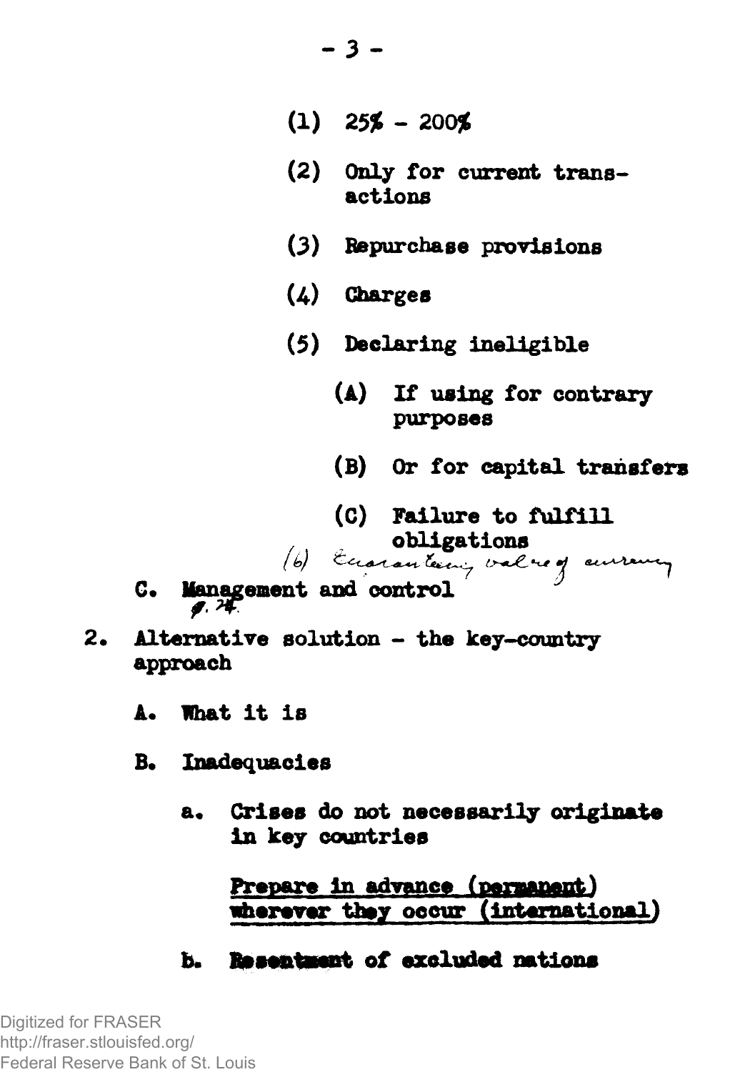- (1) 25% - 200%
- (2) Only for current transactions
- (3) Repurchase provisions
- (4) Charges
- (5) Declaring ineligible
  - (A) If using for contrary purposes
  - (B) Or for capital transfers
  - (C) Failure to fulfill obligations
- (6) Guaranteeing value of currency

C. Management and control
p. 24.

2. Alternative solution - the key-country approach

   A. What it is

   B. Inadequacies

      a. Crises do not necessarily originate in key countries

         <u>Prepare in advance (permanent) wherever they occur (international)</u>

      b. Resentment of excluded nations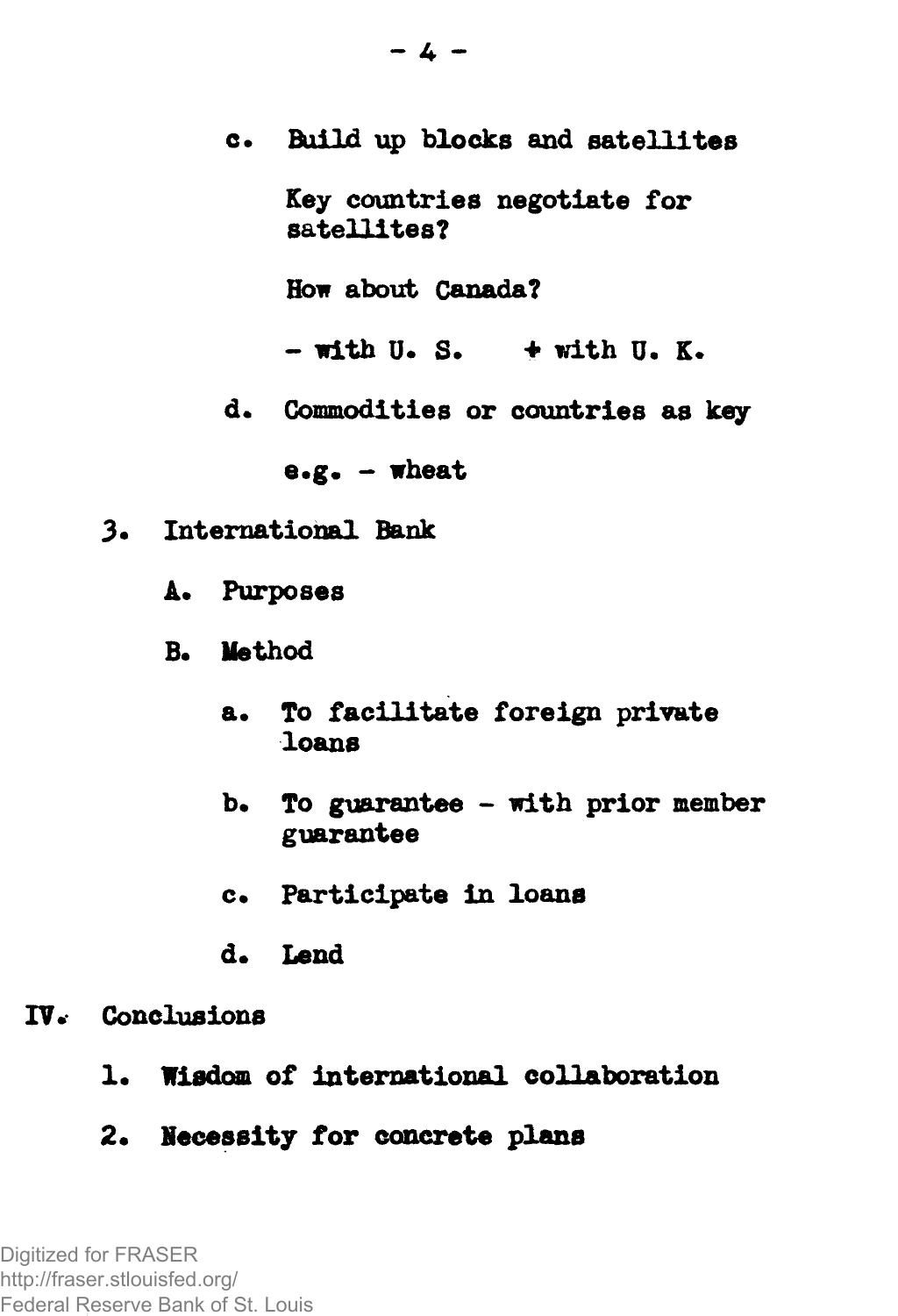c. Build up blocks and satellites

   Key countries negotiate for satellites?

   How about Canada?

   - with U. S. + with U. K.

d. Commodities or countries as key

   e.g. - wheat

3. International Bank

   A. Purposes

   B. Method

      a. To facilitate foreign private loans

      b. To guarantee - with prior member guarantee

      c. Participate in loans

      d. Lend

IV. Conclusions

   1. Wisdom of international collaboration

   2. Necessity for concrete plans

Digitized for FRASER
http://fraser.stlouisfed.org/
Federal Reserve Bank of St. Louis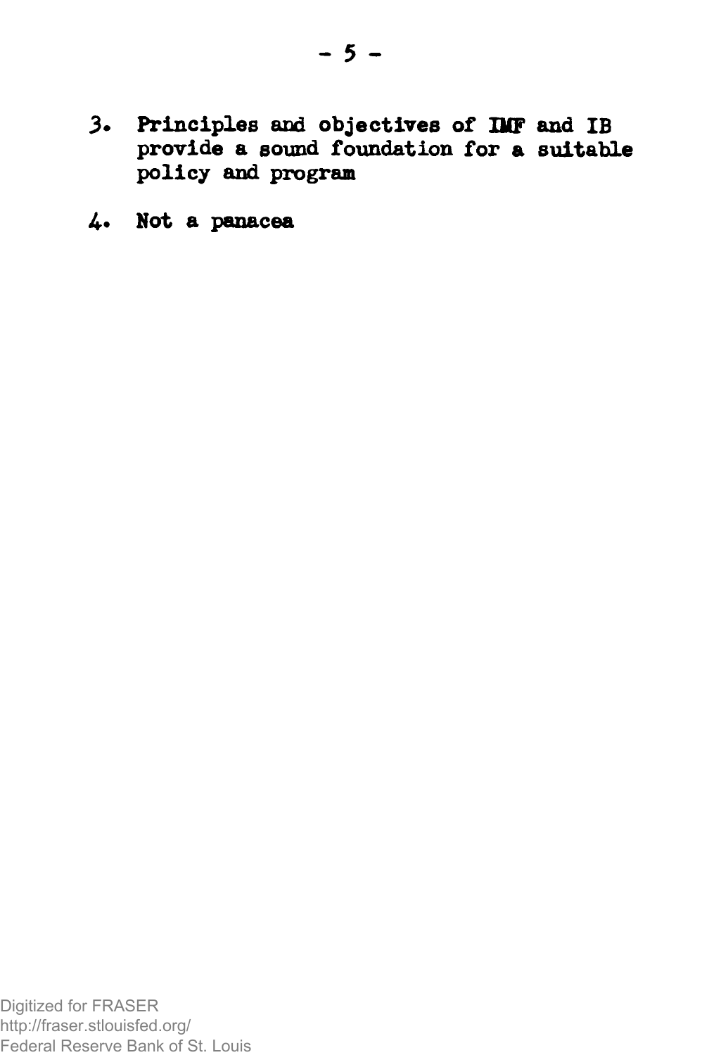3. Principles and objectives of IMF and IB provide a sound foundation for a suitable policy and program

4. Not a panacea